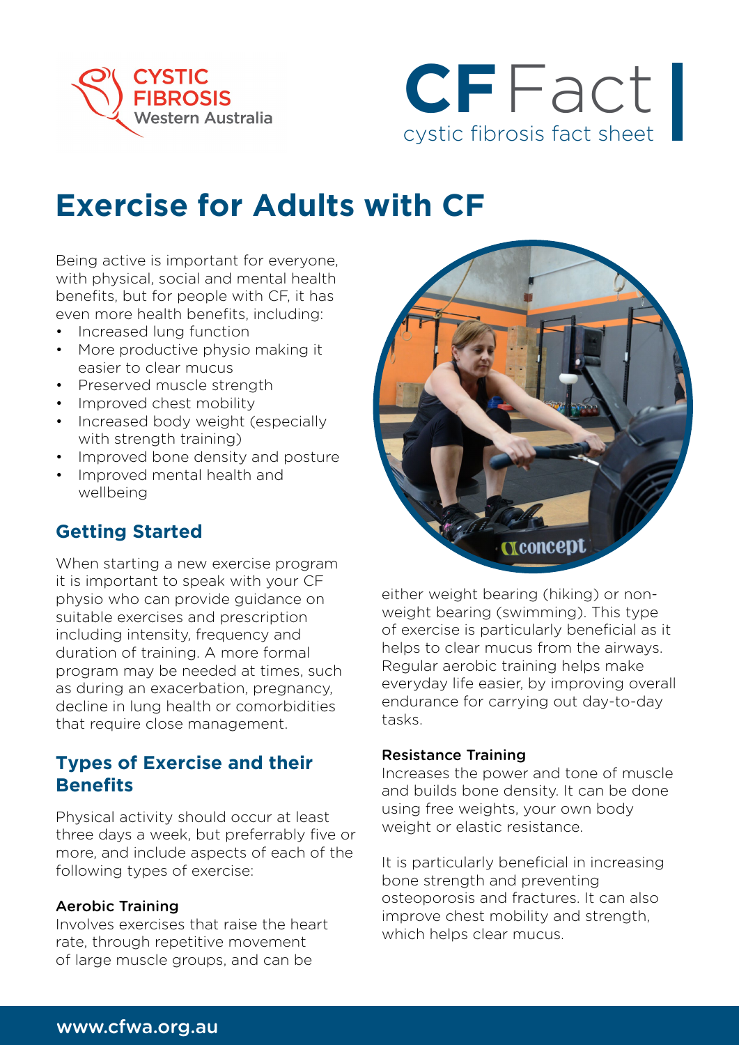# Exercise for Adults with CF

Being active is important for everyone, with physical, social and mental health benefits, but for people with CF, it has even more health benefits, including:

- Increased lung function
- More productive physio making it easier to clear mucus
- Preserved muscle strength
- Improved chest mobility
- Increased body weight (especially with strength training)
- Improved bone density and posture
- Improved mental health and wellbeing

## Getting Started

When starting a new exercise program it is important to speak with your CF physio who can provide guidance on suitable exercises and prescription including intensity, frequency and duration of training. A more formal program may be needed at times, such as during an exacerbation, pregnancy, decline in lung health or comorbidities that require close management.

## Types of Exercise and their Benefits

Physical activity should occur at least three days a week, but preferrably five or more, and include aspects of each of the following types of exercise:

### Aerobic Training

Involves exercises that raise the heart rate, through repetitive movement of large muscle groups, and can be either weight bearing (hiking) or non-weight bearing (swimming). This type of exercise is particularly beneficial as it helps to clear mucus from the airways. Regular aerobic training helps make everyday life easier, by improving overall endurance for carrying out day-to-day tasks.

### Resistance Training

Increases the power and tone of muscle and builds bone density. It can be done using free weights, your own body weight or elastic resistance.

It is particularly beneficial in increasing bone strength and preventing osteoporosis and fractures. It can also improve chest mobility and strength, which helps clear mucus.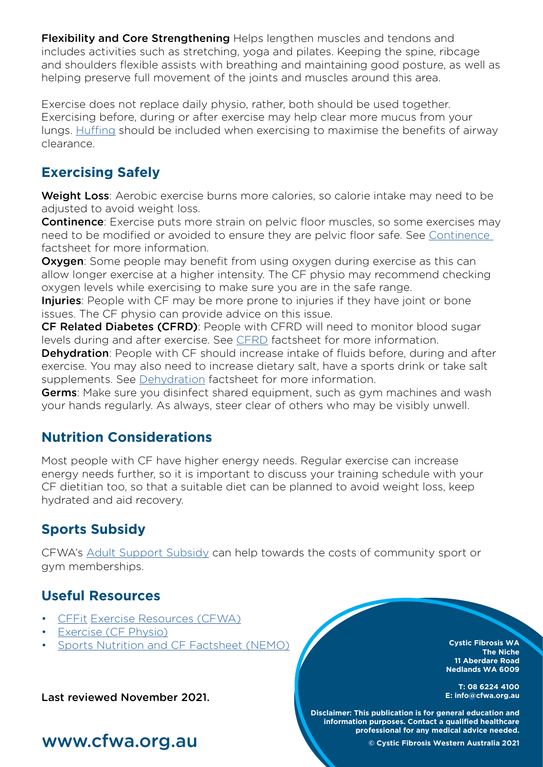**Flexibility and Core Strengthening** Helps lengthen muscles and tendons and includes activities such as stretching, yoga and pilates. Keeping the spine, ribcage and shoulders flexible assists with breathing and maintaining good posture, as well as helping preserve full movement of the joints and muscles around this area.

Exercise does not replace daily physio, rather, both should be used together. Exercising before, during or after exercise may help clear more mucus from your lungs. Huffing should be included when exercising to maximise the benefits of airway clearance.

## Exercising Safely

**Weight Loss**: Aerobic exercise burns more calories, so calorie intake may need to be adjusted to avoid weight loss.

**Continence**: Exercise puts more strain on pelvic floor muscles, so some exercises may need to be modified or avoided to ensure they are pelvic floor safe. See Continence factsheet for more information.

**Oxygen**: Some people may benefit from using oxygen during exercise as this can allow longer exercise at a higher intensity. The CF physio may recommend checking oxygen levels while exercising to make sure you are in the safe range.

**Injuries**: People with CF may be more prone to injuries if they have joint or bone issues. The CF physio can provide advice on this issue.

**CF Related Diabetes (CFRD)**: People with CFRD will need to monitor blood sugar levels during and after exercise. See CFRD factsheet for more information.

**Dehydration**: People with CF should increase intake of fluids before, during and after exercise. You may also need to increase dietary salt, have a sports drink or take salt supplements. See Dehydration factsheet for more information.

**Germs**: Make sure you disinfect shared equipment, such as gym machines and wash your hands regularly. As always, steer clear of others who may be visibly unwell.

## Nutrition Considerations

Most people with CF have higher energy needs. Regular exercise can increase energy needs further, so it is important to discuss your training schedule with your CF dietitian too, so that a suitable diet can be planned to avoid weight loss, keep hydrated and aid recovery.

## Sports Subsidy

CFWA's Adult Support Subsidy can help towards the costs of community sport or gym memberships.

## Useful Resources

- CFFit Exercise Resources (CFWA)
- Exercise (CF Physio)
- Sports Nutrition and CF Factsheet (NEMO)

Last reviewed November 2021.

**Cystic Fibrosis WA**
**The Niche**
**11 Aberdare Road**
**Nedlands WA 6009**

**T: 08 6224 4100**
**E: info@cfwa.org.au**

**Disclaimer: This publication is for general education and information purposes. Contact a qualified healthcare professional for any medical advice needed.**

**© Cystic Fibrosis Western Australia 2021**

www.cfwa.org.au